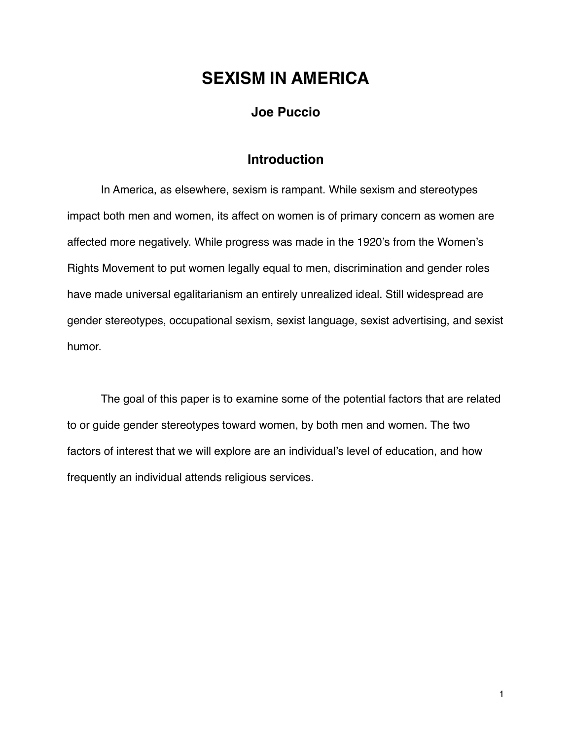# SEXISM IN AMERICA

**Joe Puccio**

## Introduction

In America, as elsewhere, sexism is rampant. While sexism and stereotypes impact both men and women, its affect on women is of primary concern as women are affected more negatively. While progress was made in the 1920's from the Women's Rights Movement to put women legally equal to men, discrimination and gender roles have made universal egalitarianism an entirely unrealized ideal. Still widespread are gender stereotypes, occupational sexism, sexist language, sexist advertising, and sexist humor.

The goal of this paper is to examine some of the potential factors that are related to or guide gender stereotypes toward women, by both men and women. The two factors of interest that we will explore are an individual's level of education, and how frequently an individual attends religious services.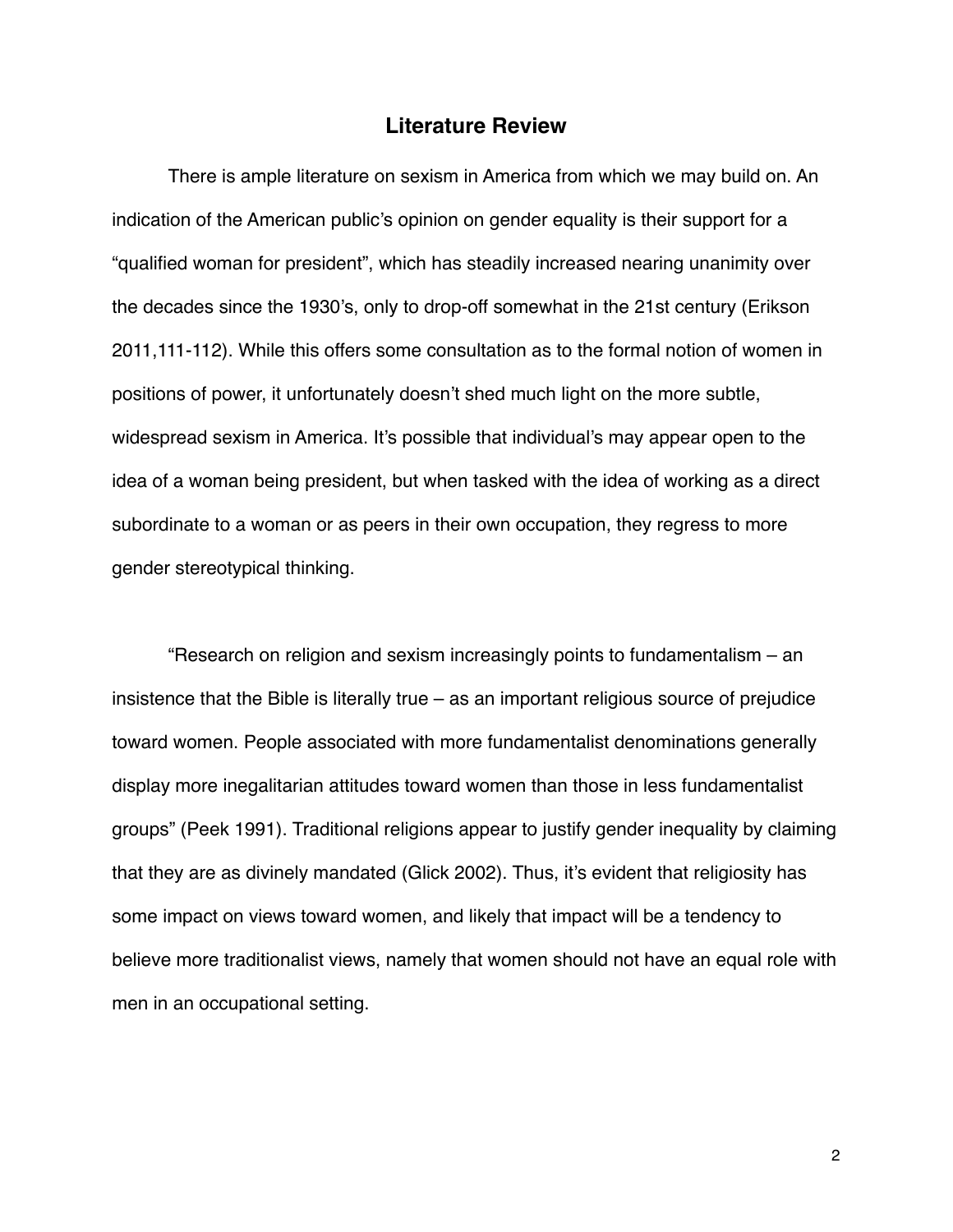## Literature Review

There is ample literature on sexism in America from which we may build on. An indication of the American public's opinion on gender equality is their support for a "qualified woman for president", which has steadily increased nearing unanimity over the decades since the 1930's, only to drop-off somewhat in the 21st century (Erikson 2011,111-112). While this offers some consultation as to the formal notion of women in positions of power, it unfortunately doesn't shed much light on the more subtle, widespread sexism in America. It's possible that individual's may appear open to the idea of a woman being president, but when tasked with the idea of working as a direct subordinate to a woman or as peers in their own occupation, they regress to more gender stereotypical thinking.

"Research on religion and sexism increasingly points to fundamentalism – an insistence that the Bible is literally true – as an important religious source of prejudice toward women. People associated with more fundamentalist denominations generally display more inegalitarian attitudes toward women than those in less fundamentalist groups" (Peek 1991). Traditional religions appear to justify gender inequality by claiming that they are as divinely mandated (Glick 2002). Thus, it's evident that religiosity has some impact on views toward women, and likely that impact will be a tendency to believe more traditionalist views, namely that women should not have an equal role with men in an occupational setting.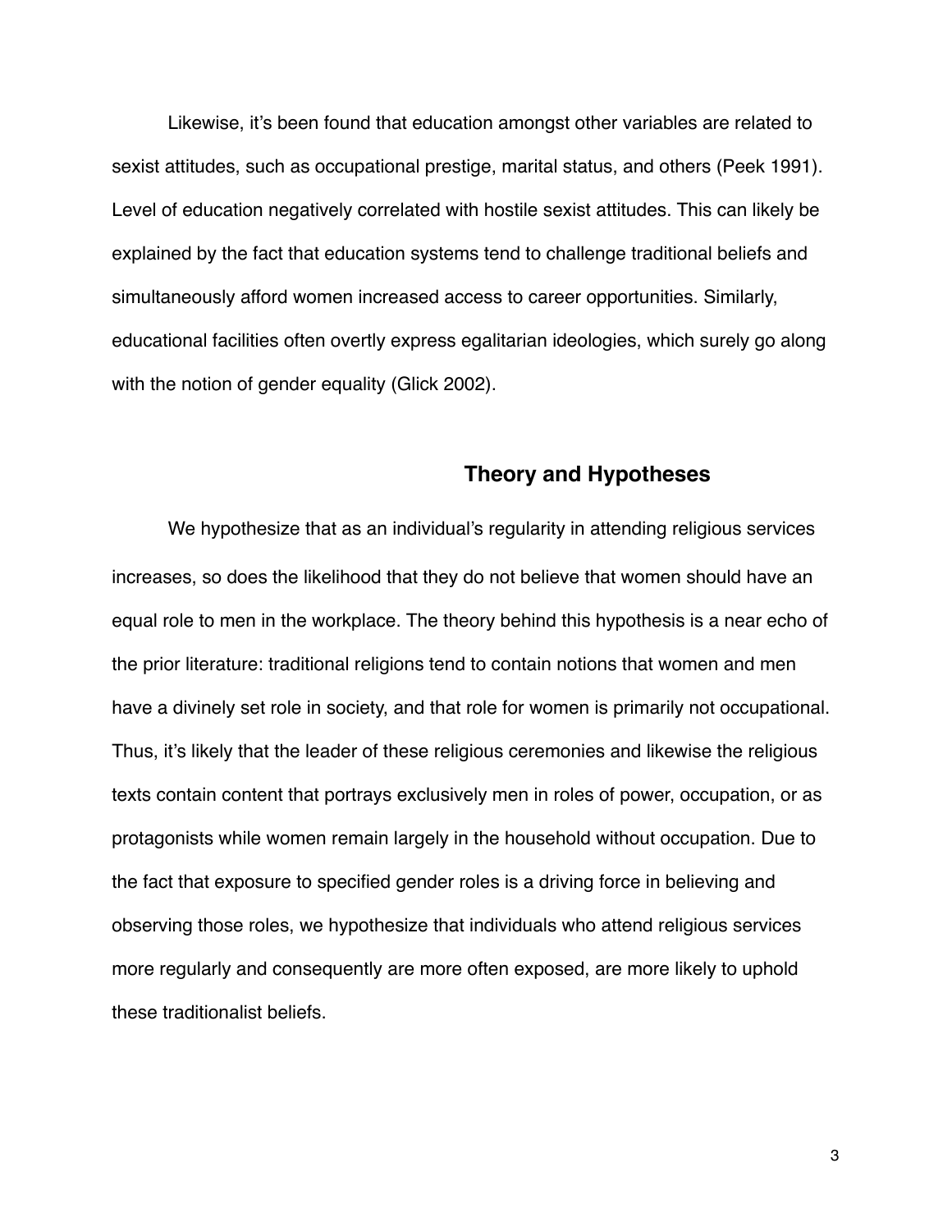Likewise, it's been found that education amongst other variables are related to sexist attitudes, such as occupational prestige, marital status, and others (Peek 1991). Level of education negatively correlated with hostile sexist attitudes. This can likely be explained by the fact that education systems tend to challenge traditional beliefs and simultaneously afford women increased access to career opportunities. Similarly, educational facilities often overtly express egalitarian ideologies, which surely go along with the notion of gender equality (Glick 2002).

## Theory and Hypotheses

We hypothesize that as an individual's regularity in attending religious services increases, so does the likelihood that they do not believe that women should have an equal role to men in the workplace. The theory behind this hypothesis is a near echo of the prior literature: traditional religions tend to contain notions that women and men have a divinely set role in society, and that role for women is primarily not occupational. Thus, it's likely that the leader of these religious ceremonies and likewise the religious texts contain content that portrays exclusively men in roles of power, occupation, or as protagonists while women remain largely in the household without occupation. Due to the fact that exposure to specified gender roles is a driving force in believing and observing those roles, we hypothesize that individuals who attend religious services more regularly and consequently are more often exposed, are more likely to uphold these traditionalist beliefs.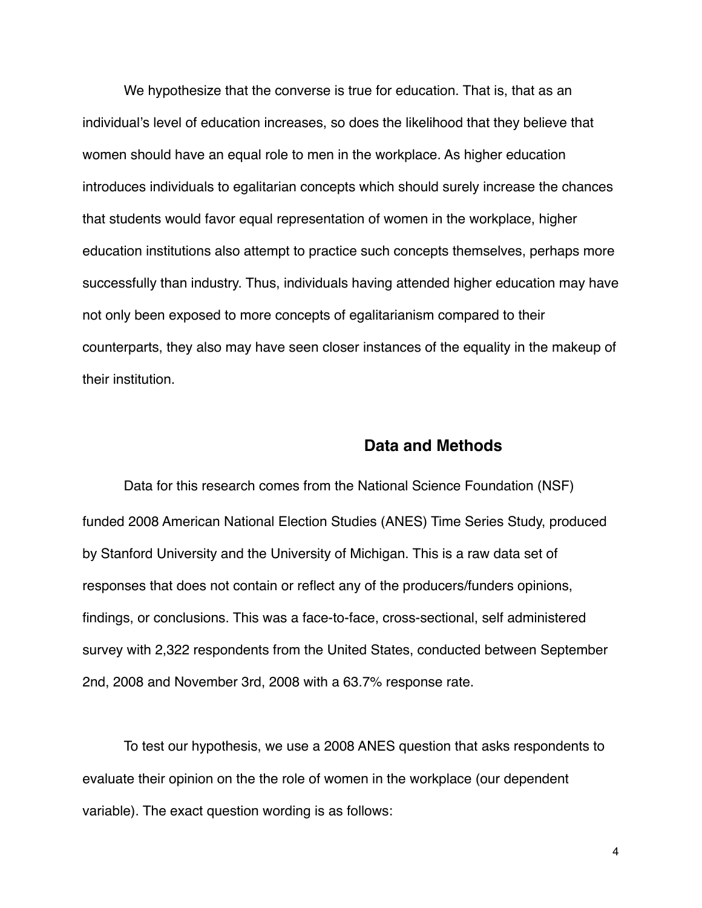We hypothesize that the converse is true for education. That is, that as an individual's level of education increases, so does the likelihood that they believe that women should have an equal role to men in the workplace. As higher education introduces individuals to egalitarian concepts which should surely increase the chances that students would favor equal representation of women in the workplace, higher education institutions also attempt to practice such concepts themselves, perhaps more successfully than industry. Thus, individuals having attended higher education may have not only been exposed to more concepts of egalitarianism compared to their counterparts, they also may have seen closer instances of the equality in the makeup of their institution.

## Data and Methods

Data for this research comes from the National Science Foundation (NSF) funded 2008 American National Election Studies (ANES) Time Series Study, produced by Stanford University and the University of Michigan. This is a raw data set of responses that does not contain or reflect any of the producers/funders opinions, findings, or conclusions. This was a face-to-face, cross-sectional, self administered survey with 2,322 respondents from the United States, conducted between September 2nd, 2008 and November 3rd, 2008 with a 63.7% response rate.

To test our hypothesis, we use a 2008 ANES question that asks respondents to evaluate their opinion on the the role of women in the workplace (our dependent variable). The exact question wording is as follows: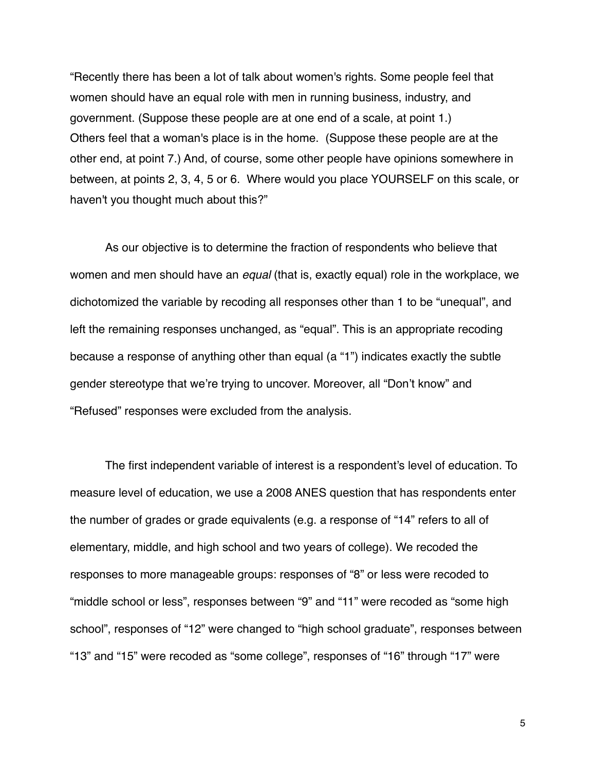“Recently there has been a lot of talk about women's rights. Some people feel that women should have an equal role with men in running business, industry, and government. (Suppose these people are at one end of a scale, at point 1.) Others feel that a woman's place is in the home. (Suppose these people are at the other end, at point 7.) And, of course, some other people have opinions somewhere in between, at points 2, 3, 4, 5 or 6. Where would you place YOURSELF on this scale, or haven't you thought much about this?”

As our objective is to determine the fraction of respondents who believe that women and men should have an *equal* (that is, exactly equal) role in the workplace, we dichotomized the variable by recoding all responses other than 1 to be “unequal”, and left the remaining responses unchanged, as “equal”. This is an appropriate recoding because a response of anything other than equal (a “1”) indicates exactly the subtle gender stereotype that we’re trying to uncover. Moreover, all “Don’t know” and “Refused” responses were excluded from the analysis.

The first independent variable of interest is a respondent’s level of education. To measure level of education, we use a 2008 ANES question that has respondents enter the number of grades or grade equivalents (e.g. a response of “14” refers to all of elementary, middle, and high school and two years of college). We recoded the responses to more manageable groups: responses of “8” or less were recoded to “middle school or less”, responses between “9” and “11” were recoded as “some high school”, responses of “12” were changed to “high school graduate”, responses between “13” and “15” were recoded as “some college”, responses of “16” through “17” were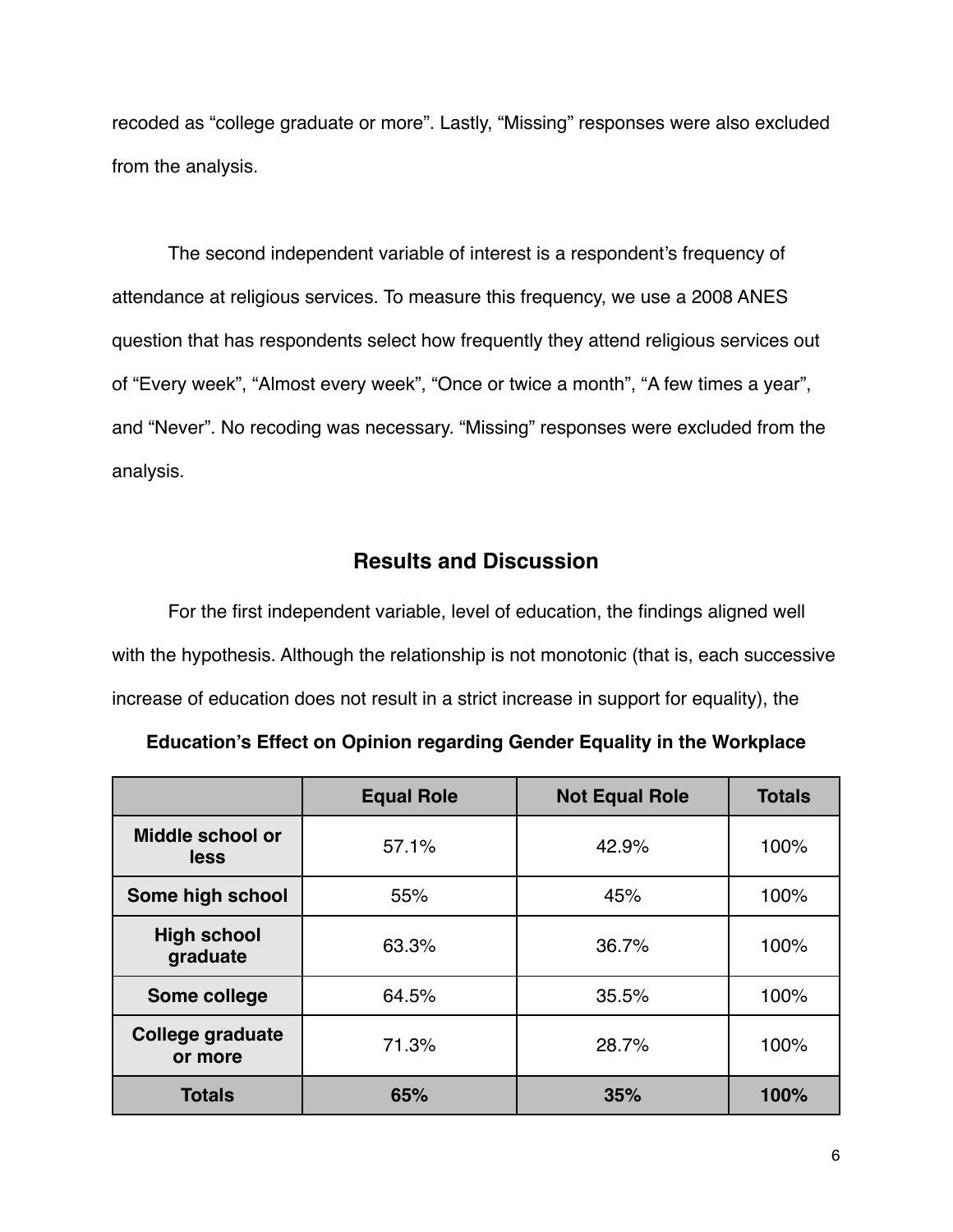recoded as “college graduate or more”. Lastly, “Missing” responses were also excluded from the analysis.

The second independent variable of interest is a respondent’s frequency of attendance at religious services. To measure this frequency, we use a 2008 ANES question that has respondents select how frequently they attend religious services out of “Every week”, “Almost every week”, “Once or twice a month”, “A few times a year”, and “Never”. No recoding was necessary. “Missing” responses were excluded from the analysis.

## Results and Discussion

For the first independent variable, level of education, the findings aligned well with the hypothesis. Although the relationship is not monotonic (that is, each successive increase of education does not result in a strict increase in support for equality), the

**Education’s Effect on Opinion regarding Gender Equality in the Workplace**

| | Equal Role | Not Equal Role | Totals |
|---|---|---|---|
| **Middle school or less** | 57.1% | 42.9% | 100% |
| **Some high school** | 55% | 45% | 100% |
| **High school graduate** | 63.3% | 36.7% | 100% |
| **Some college** | 64.5% | 35.5% | 100% |
| **College graduate or more** | 71.3% | 28.7% | 100% |
| **Totals** | **65%** | **35%** | **100%** |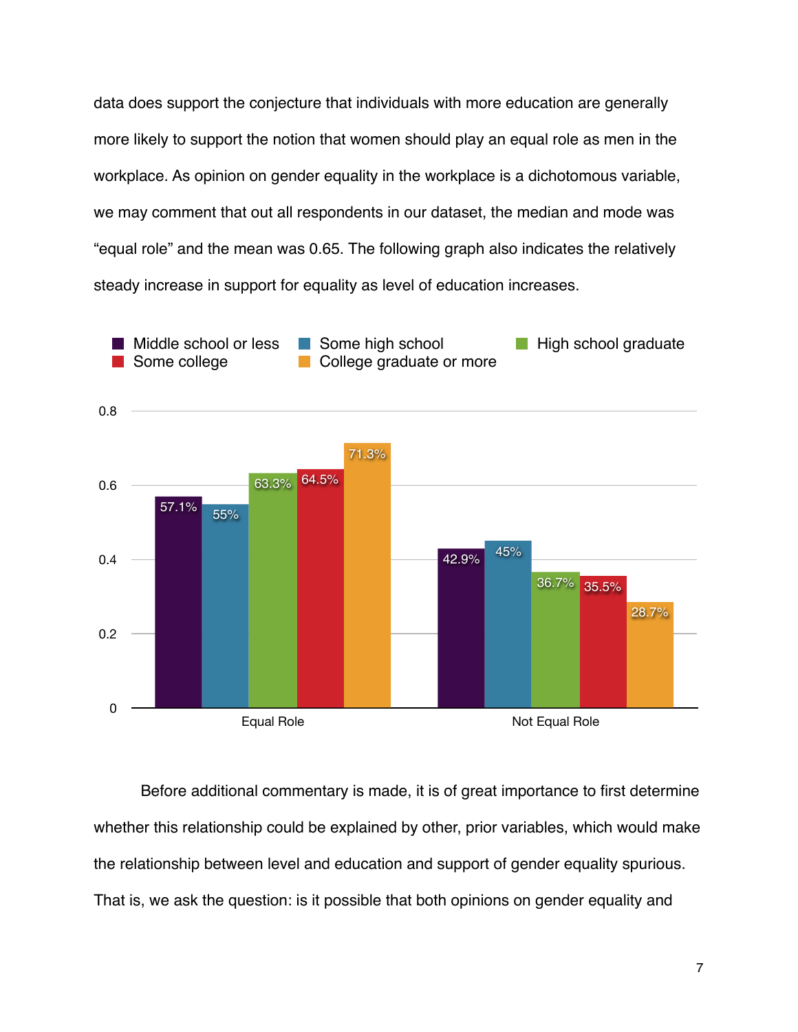data does support the conjecture that individuals with more education are generally more likely to support the notion that women should play an equal role as men in the workplace. As opinion on gender equality in the workplace is a dichotomous variable, we may comment that out all respondents in our dataset, the median and mode was "equal role" and the mean was 0.65. The following graph also indicates the relatively steady increase in support for equality as level of education increases.

| | Middle school or less | Some high school | High school graduate | Some college | College graduate or more |
|---|---|---|---|---|---|
| Equal Role | 57.1% | 55% | 63.3% | 64.5% | 71.3% |
| Not Equal Role | 42.9% | 45% | 36.7% | 35.5% | 28.7% |

Before additional commentary is made, it is of great importance to first determine whether this relationship could be explained by other, prior variables, which would make the relationship between level and education and support of gender equality spurious. That is, we ask the question: is it possible that both opinions on gender equality and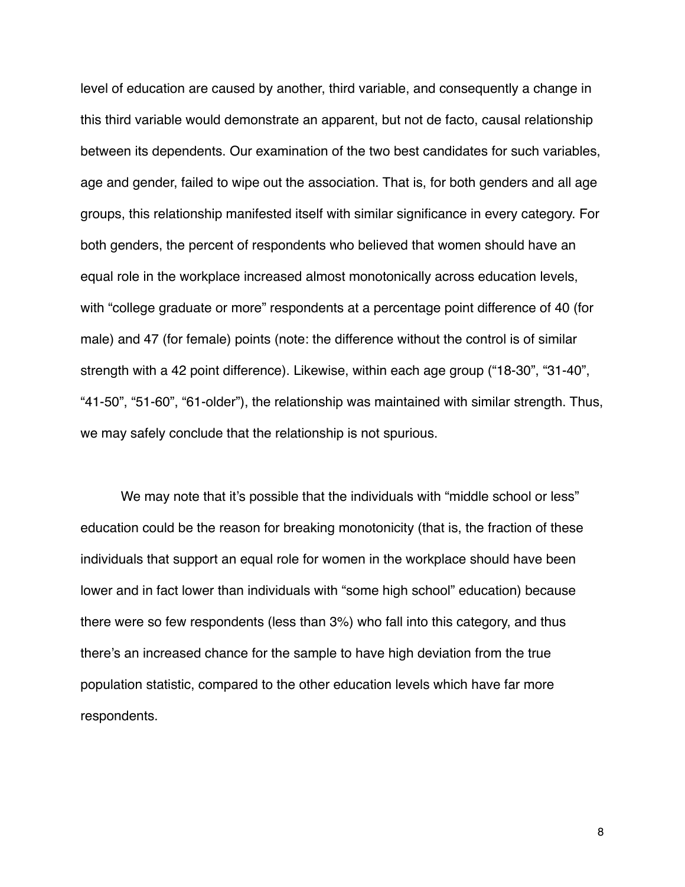level of education are caused by another, third variable, and consequently a change in this third variable would demonstrate an apparent, but not de facto, causal relationship between its dependents. Our examination of the two best candidates for such variables, age and gender, failed to wipe out the association. That is, for both genders and all age groups, this relationship manifested itself with similar significance in every category. For both genders, the percent of respondents who believed that women should have an equal role in the workplace increased almost monotonically across education levels, with "college graduate or more" respondents at a percentage point difference of 40 (for male) and 47 (for female) points (note: the difference without the control is of similar strength with a 42 point difference). Likewise, within each age group ("18-30", "31-40", "41-50", "51-60", "61-older"), the relationship was maintained with similar strength. Thus, we may safely conclude that the relationship is not spurious.

We may note that it's possible that the individuals with "middle school or less" education could be the reason for breaking monotonicity (that is, the fraction of these individuals that support an equal role for women in the workplace should have been lower and in fact lower than individuals with "some high school" education) because there were so few respondents (less than 3%) who fall into this category, and thus there's an increased chance for the sample to have high deviation from the true population statistic, compared to the other education levels which have far more respondents.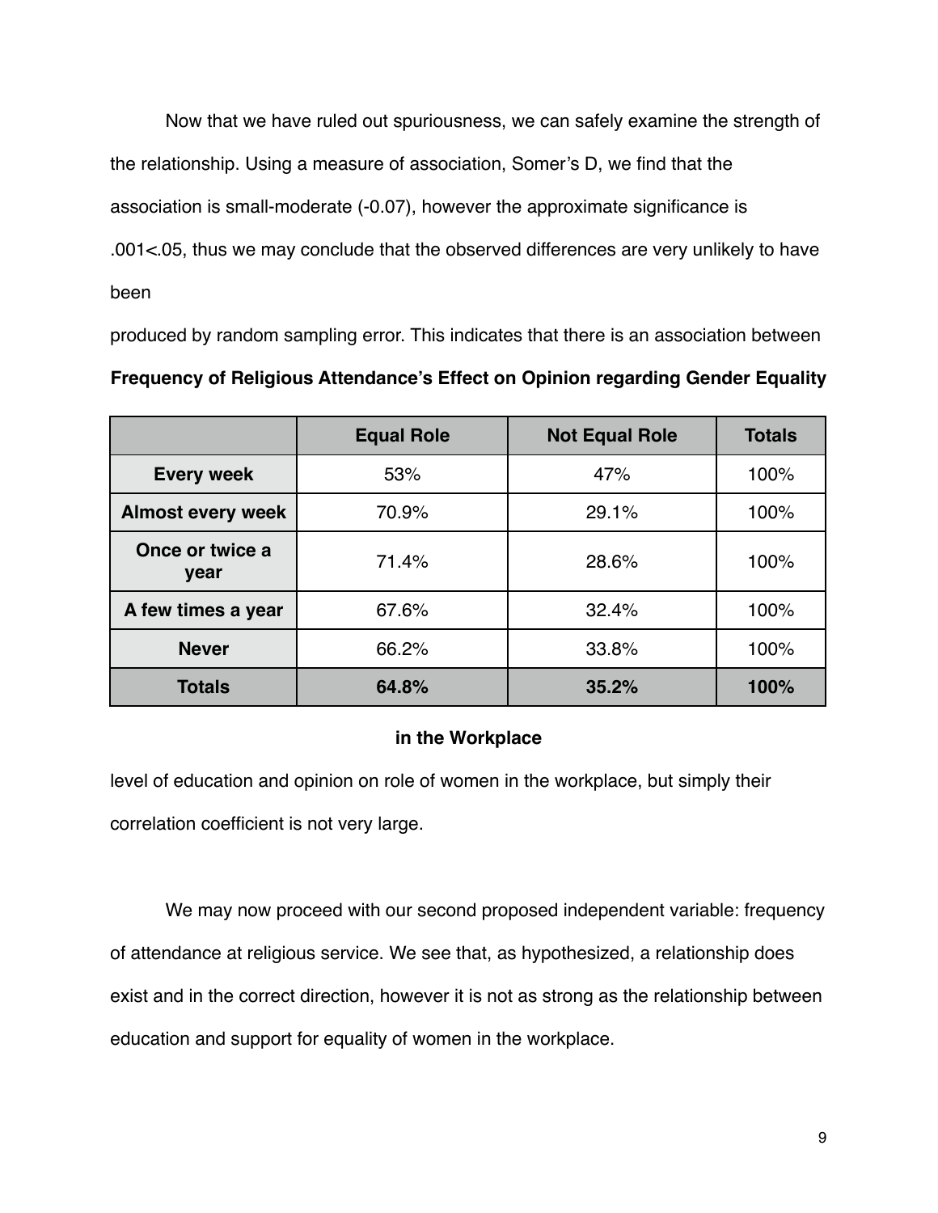Now that we have ruled out spuriousness, we can safely examine the strength of the relationship. Using a measure of association, Somer's D, we find that the association is small-moderate (-0.07), however the approximate significance is .001<.05, thus we may conclude that the observed differences are very unlikely to have been produced by random sampling error. This indicates that there is an association between level of education and opinion on role of women in the workplace, but simply their correlation coefficient is not very large.

**Frequency of Religious Attendance's Effect on Opinion regarding Gender Equality in the Workplace**

| | **Equal Role** | **Not Equal Role** | **Totals** |
|---|---|---|---|
| **Every week** | 53% | 47% | 100% |
| **Almost every week** | 70.9% | 29.1% | 100% |
| **Once or twice a year** | 71.4% | 28.6% | 100% |
| **A few times a year** | 67.6% | 32.4% | 100% |
| **Never** | 66.2% | 33.8% | 100% |
| **Totals** | **64.8%** | **35.2%** | **100%** |

We may now proceed with our second proposed independent variable: frequency of attendance at religious service. We see that, as hypothesized, a relationship does exist and in the correct direction, however it is not as strong as the relationship between education and support for equality of women in the workplace.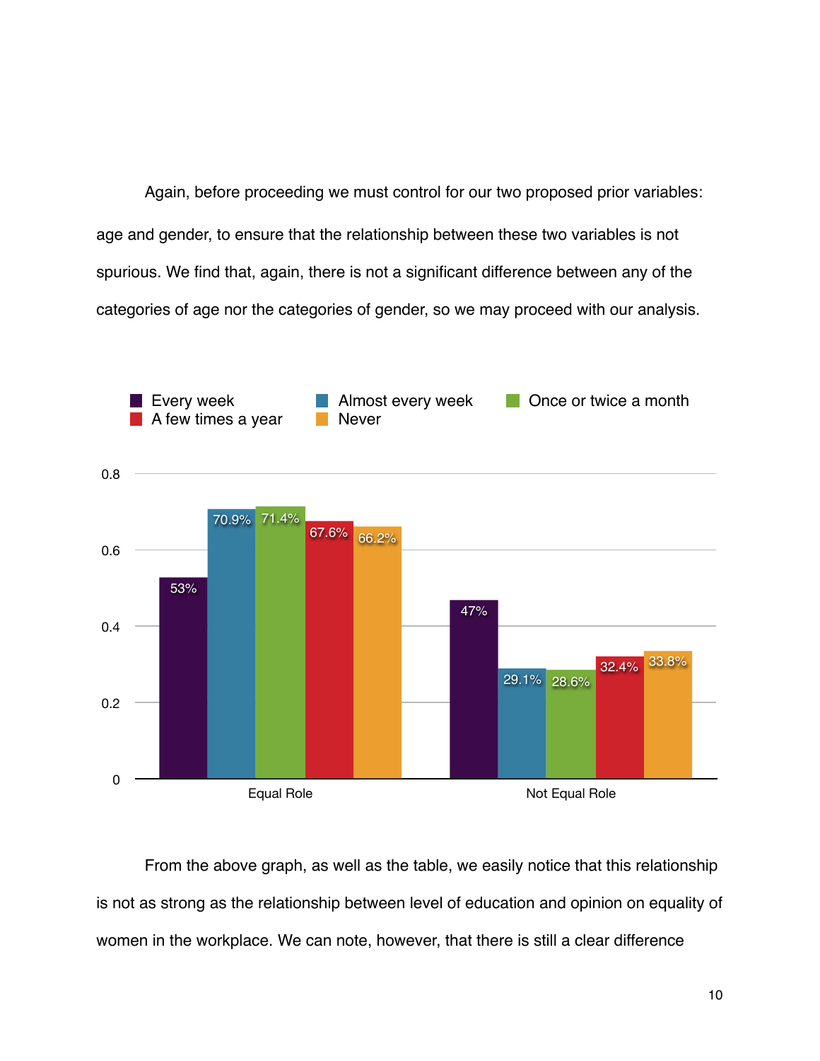Again, before proceeding we must control for our two proposed prior variables: age and gender, to ensure that the relationship between these two variables is not spurious. We find that, again, there is not a significant difference between any of the categories of age nor the categories of gender, so we may proceed with our analysis.

| | Every week | Almost every week | Once or twice a month | A few times a year | Never |
|---|---|---|---|---|---|
| Equal Role | 53% | 70.9% | 71.4% | 67.6% | 66.2% |
| Not Equal Role | 47% | 29.1% | 28.6% | 32.4% | 33.8% |

From the above graph, as well as the table, we easily notice that this relationship is not as strong as the relationship between level of education and opinion on equality of women in the workplace. We can note, however, that there is still a clear difference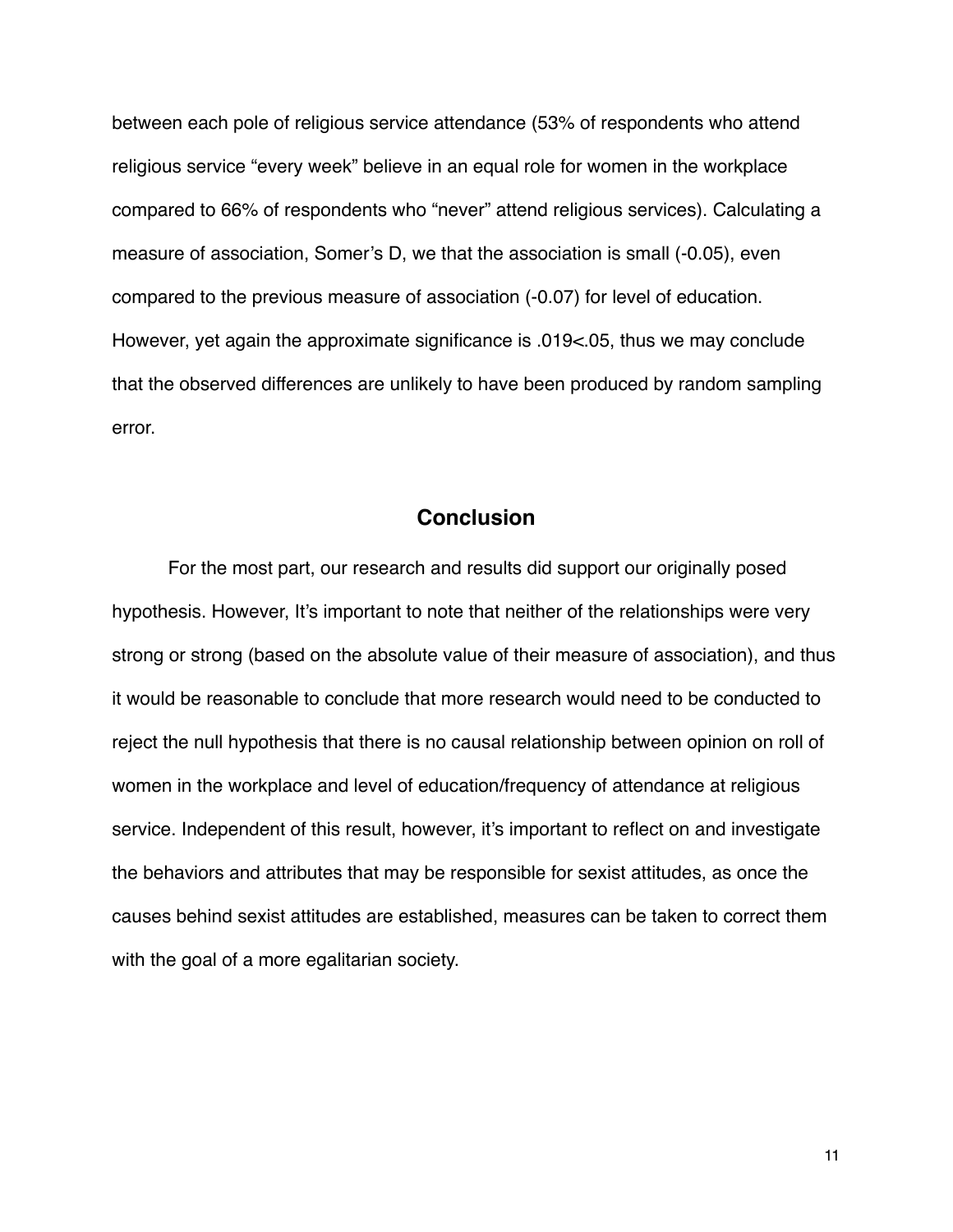between each pole of religious service attendance (53% of respondents who attend religious service "every week" believe in an equal role for women in the workplace compared to 66% of respondents who "never" attend religious services). Calculating a measure of association, Somer's D, we that the association is small (-0.05), even compared to the previous measure of association (-0.07) for level of education. However, yet again the approximate significance is .019<.05, thus we may conclude that the observed differences are unlikely to have been produced by random sampling error.

## Conclusion

For the most part, our research and results did support our originally posed hypothesis. However, It's important to note that neither of the relationships were very strong or strong (based on the absolute value of their measure of association), and thus it would be reasonable to conclude that more research would need to be conducted to reject the null hypothesis that there is no causal relationship between opinion on roll of women in the workplace and level of education/frequency of attendance at religious service. Independent of this result, however, it's important to reflect on and investigate the behaviors and attributes that may be responsible for sexist attitudes, as once the causes behind sexist attitudes are established, measures can be taken to correct them with the goal of a more egalitarian society.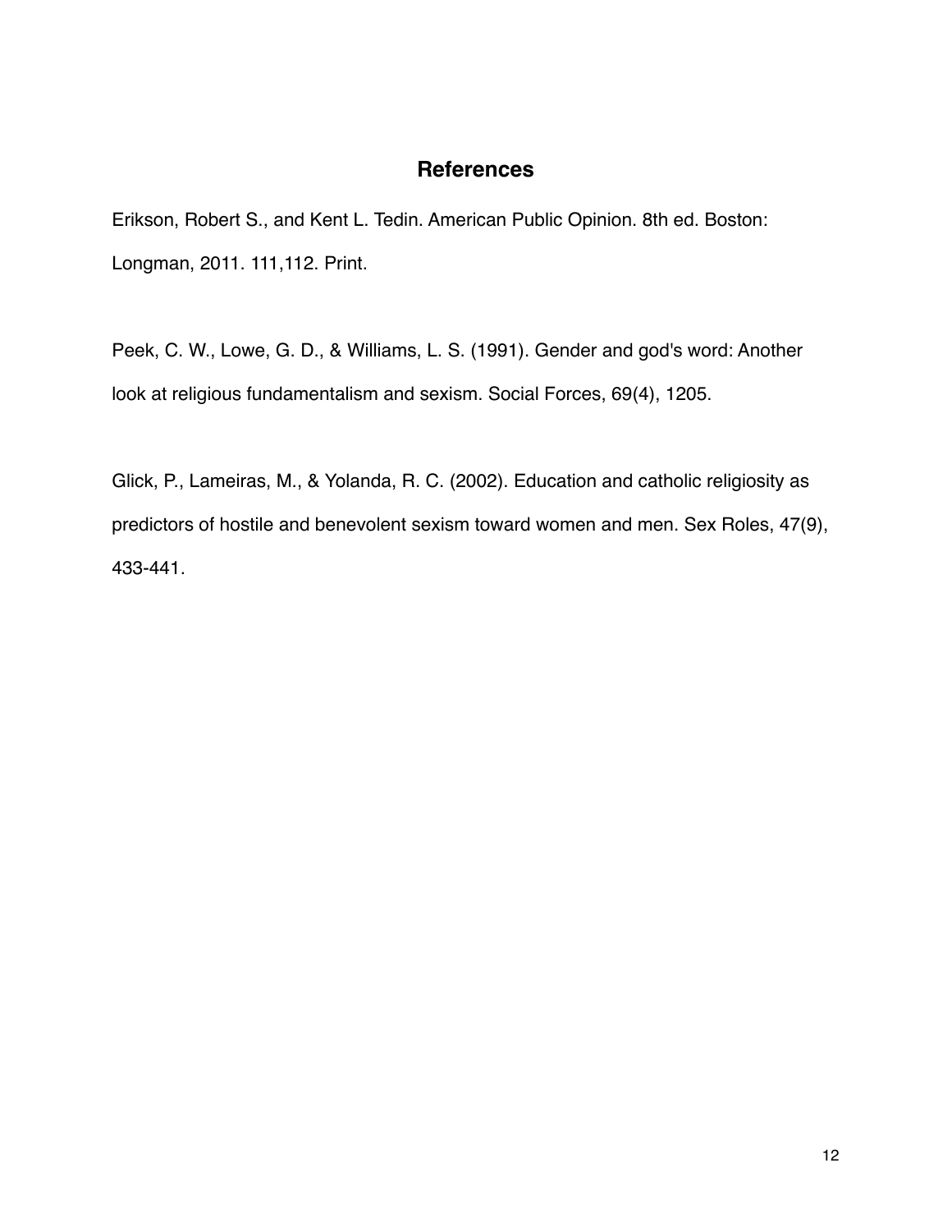## References

Erikson, Robert S., and Kent L. Tedin. American Public Opinion. 8th ed. Boston: Longman, 2011. 111,112. Print.

Peek, C. W., Lowe, G. D., & Williams, L. S. (1991). Gender and god's word: Another look at religious fundamentalism and sexism. Social Forces, 69(4), 1205.

Glick, P., Lameiras, M., & Yolanda, R. C. (2002). Education and catholic religiosity as predictors of hostile and benevolent sexism toward women and men. Sex Roles, 47(9), 433-441.